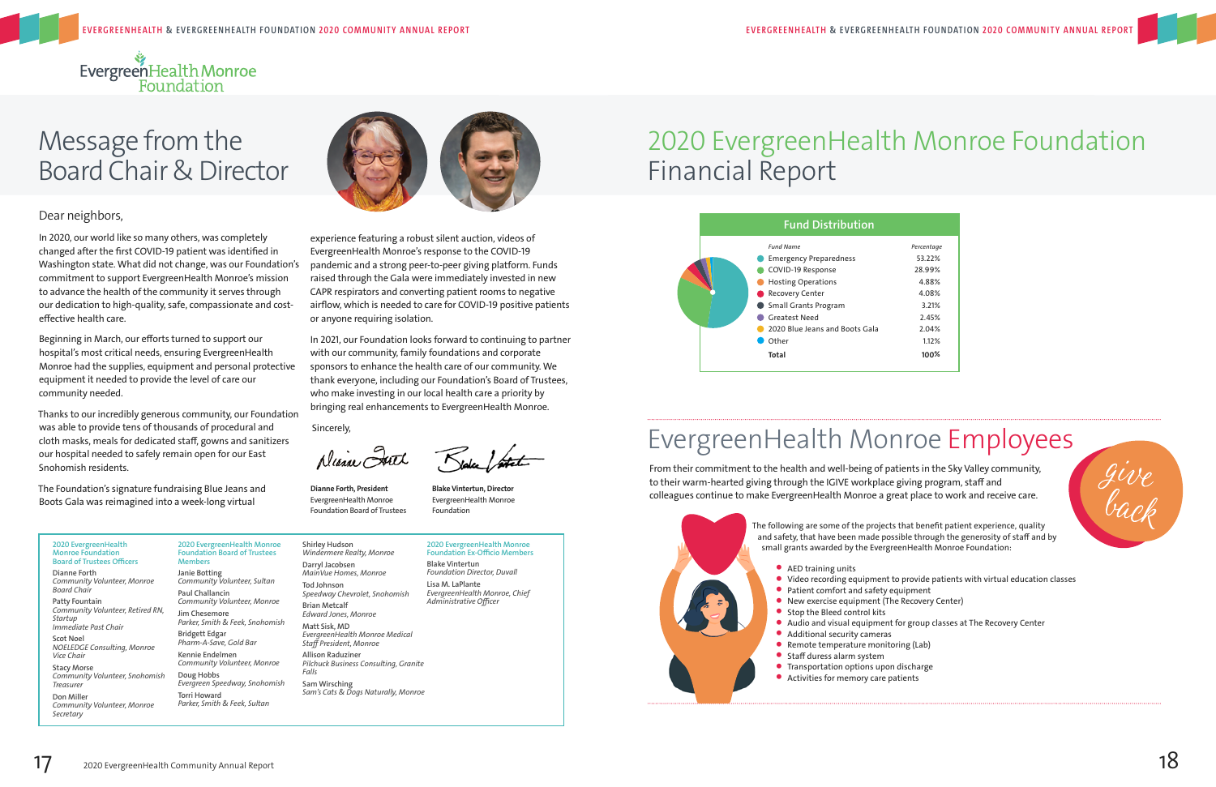EvergreenHealth Monroe Foundation

# Message from the Board Chair & Director

Dear neighbors,

In 2020, our world like so many others, was completely changed after the first COVID-19 patient was identified in Washington state. What did not change, was our Foundation's commitment to support EvergreenHealth Monroe's mission to advance the health of the community it serves through our dedication to high-quality, safe, compassionate and cost-effective health care.

Beginning in March, our efforts turned to support our hospital's most critical needs, ensuring EvergreenHealth Monroe had the supplies, equipment and personal protective equipment it needed to provide the level of care our community needed.

Thanks to our incredibly generous community, our Foundation was able to provide tens of thousands of procedural and cloth masks, meals for dedicated staff, gowns and sanitizers our hospital needed to safely remain open for our East Snohomish residents.

The Foundation's signature fundraising Blue Jeans and Boots Gala was reimagined into a week-long virtual experience featuring a robust silent auction, videos of EvergreenHealth Monroe's response to the COVID-19 pandemic and a strong peer-to-peer giving platform. Funds raised through the Gala were immediately invested in new CAPR respirators and converting patient rooms to negative airflow, which is needed to care for COVID-19 positive patients or anyone requiring isolation.

In 2021, our Foundation looks forward to continuing to partner with our community, family foundations and corporate sponsors to enhance the health care of our community. We thank everyone, including our Foundation's Board of Trustees, who make investing in our local health care a priority by bringing real enhancements to EvergreenHealth Monroe.

Sincerely,

**Dianne Forth, President**
EvergreenHealth Monroe Foundation Board of Trustees

**Blake Vintertun, Director**
EvergreenHealth Monroe Foundation

**2020 EvergreenHealth Monroe Foundation Board of Trustees Officers**

- Dianne Forth — *Community Volunteer, Monroe* — *Board Chair*
- Patty Fountain — *Community Volunteer, Retired RN, Startup* — *Immediate Past Chair*
- Scot Noel — *NOELEDGE Consulting, Monroe* — *Vice Chair*
- Stacy Morse — *Community Volunteer, Snohomish* — *Treasurer*
- Don Miller — *Community Volunteer, Monroe* — *Secretary*

**2020 EvergreenHealth Monroe Foundation Board of Trustees Members**

- Janie Botting — *Community Volunteer, Sultan*
- Paul Challancin — *Community Volunteer, Monroe*
- Jim Chesemore — *Parker, Smith & Feek, Snohomish*
- Bridgett Edgar — *Pharm-A-Save, Gold Bar*
- Kennie Endelmen — *Community Volunteer, Monroe*
- Doug Hobbs — *Evergreen Speedway, Snohomish*
- Torri Howard — *Parker, Smith & Feek, Sultan*
- Shirley Hudson — *Windermere Realty, Monroe*
- Darryl Jacobsen — *MainVue Homes, Monroe*
- Tod Johnson — *Speedway Chevrolet, Snohomish*
- Brian Metcalf — *Edward Jones, Monroe*
- Matt Sisk, MD — *EvergreenHealth Monroe Medical Staff President, Monroe*
- Allison Raduziner — *Pilchuck Business Consulting, Granite Falls*
- Sam Wirsching — *Sam's Cats & Dogs Naturally, Monroe*

**2020 EvergreenHealth Monroe Foundation Ex-Officio Members**

- Blake Vintertun — *Foundation Director, Duvall*
- Lisa M. LaPlante — *EvergreenHealth Monroe, Chief Administrative Officer*

# 2020 EvergreenHealth Monroe Foundation Financial Report

**Fund Distribution**

| Fund Name | Percentage |
|---|---|
| Emergency Preparedness | 53.22% |
| COVID-19 Response | 28.99% |
| Hosting Operations | 4.88% |
| Recovery Center | 4.08% |
| Small Grants Program | 3.21% |
| Greatest Need | 2.45% |
| 2020 Blue Jeans and Boots Gala | 2.04% |
| Other | 1.12% |
| **Total** | **100%** |

# EvergreenHealth Monroe Employees

From their commitment to the health and well-being of patients in the Sky Valley community, to their warm-hearted giving through the IGIVE workplace giving program, staff and colleagues continue to make EvergreenHealth Monroe a great place to work and receive care.

*give back*

The following are some of the projects that benefit patient experience, quality and safety, that have been made possible through the generosity of staff and by small grants awarded by the EvergreenHealth Monroe Foundation:

- AED training units
- Video recording equipment to provide patients with virtual education classes
- Patient comfort and safety equipment
- New exercise equipment (The Recovery Center)
- Stop the Bleed control kits
- Audio and visual equipment for group classes at The Recovery Center
- Additional security cameras
- Remote temperature monitoring (Lab)
- Staff duress alarm system
- Transportation options upon discharge
- Activities for memory care patients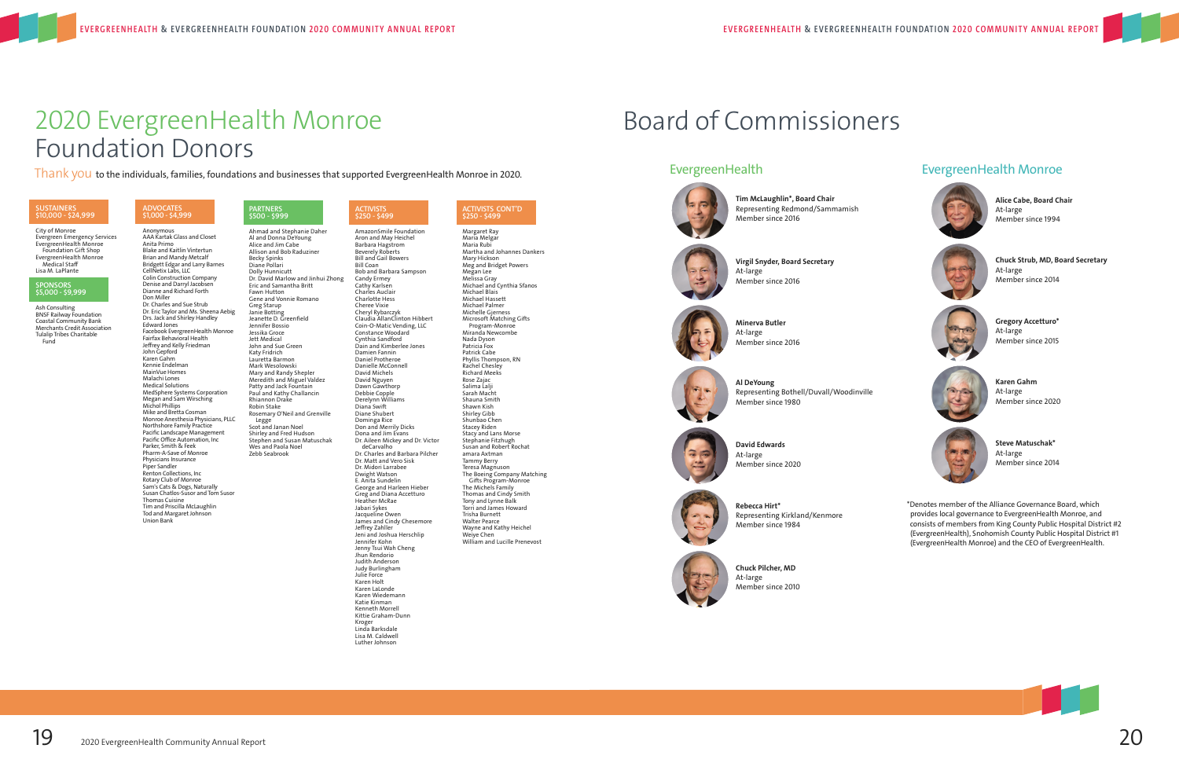# 2020 EvergreenHealth Monroe Foundation Donors

Thank you to the individuals, families, foundations and businesses that supported EvergreenHealth Monroe in 2020.

## SUSTAINERS $10,000 - $24,999

City of Monroe
Evergreen Emergency Services
EvergreenHealth Monroe Foundation Gift Shop
EvergreenHealth Monroe Medical Staff
Lisa M. LaPlante

## SPONSORS $5,000 - $9,999

Ash Consulting
BNSF Railway Foundation
Coastal Community Bank
Merchants Credit Association
Tulalip Tribes Charitable Fund

## ADVOCATES $1,000 - $4,999

Anonymous
AAA Kartak Glass and Closet
Anita Primo
Blake and Kaitlin Vintertun
Brian and Mandy Metcalf
Bridgett Edgar and Larry Barnes
CellNetix Labs, LLC
Colin Construction Company
Denise and Darryl Jacobsen
Dianne and Richard Forth
Don Miller
Dr. Charles and Sue Strub
Dr. Eric Taylor and Ms. Sheena Aebig
Drs. Jack and Shirley Handley
Edward Jones
Facebook EvergreenHealth Monroe
Fairfax Behavioral Health
Jeffrey and Kelly Friedman
John Gepford
Karen Gahm
Kennie Endelman
MainVue Homes
Malachi Lones
Medical Solutions
MedSphere Systems Corporation
Megan and Sam Wirsching
Michol Phillips
Mike and Bretta Cosman
Monroe Anesthesia Physicians, PLLC
Northshore Family Practice
Pacific Landscape Management
Pacific Office Automation, Inc
Parker, Smith & Feek
Pharm-A-Save of Monroe
Physicians Insurance
Piper Sandler
Renton Collections, Inc
Rotary Club of Monroe
Sam's Cats & Dogs, Naturally
Susan Chatlos-Susor and Tom Susor
Thomas Cuisine
Tim and Priscilla McLaughlin
Tod and Margaret Johnson
Union Bank

## PARTNERS $500 - $999

Ahmad and Stephanie Daher
Al and Donna DeYoung
Alice and Jim Cabe
Allison and Bob Raduziner
Becky Spinks
Diane Pollari
Dolly Hunnicutt
Dr. David Marlow and Jinhui Zhong
Eric and Samantha Britt
Fawn Hutton
Gene and Vonnie Romano
Greg Starup
Janie Botting
Jeanette O. Greenfield
Jennifer Bossio
Jessika Groce
Jett Medical
John and Sue Green
Katy Fridrich
Lauretta Barmon
Mark Wesolowski
Mary and Randy Shepler
Meredith and Miguel Valdez
Patty and Jack Fountain
Paul and Kathy Challancin
Rhiannon Drake
Robin Stake
Rosemary O'Neil and Grenville Legge
Scot and Janan Noel
Shirley and Fred Hudson
Stephen and Susan Matuschak
Wes and Paola Noel
Zebb Seabrook

## ACTIVISTS $250 - $499

AmazonSmile Foundation
Aron and May Heichel
Barbara Hagstrom
Beverely Roberts
Bill and Gail Bowers
Bill Coan
Bob and Barbara Sampson
Candy Ermey
Cathy Karlsen
Charles Auclair
Charlotte Hess
Cheree Vixie
Cheryl Rybarczyk
Claudia AllanClinton Hibbert
Coin-O-Matic Vending, LLC
Constance Woodard
Cynthia Sandford
Dain and Kimberlee Jones
Damien Fannin
Daniel Protheroe
Danielle McConnell
David Michels
David Nguyen
Dawn Gawthorp
Debbie Copple
Derelynn Williams
Diana Swift
Diane Shubert
Dominga Rice
Don and Merrily Dicks
Dona and Jim Evans
Dr. Aileen Mickey and Dr. Victor deCarvalho
Dr. Charles and Barbara Pilcher
Dr. Matt and Vero Sisk
Dr. Midori Larrabee
Dwight Watson
E. Anita Sundelin
George and Harleen Hieber
Greg and Diana Accetturo
Heather McRae
Jabari Sykes
Jacqueline Owen
James and Cindy Chesemore
Jeffrey Zahller
Jeni and Joshua Herschlip
Jennifer Kohn
Jenny Tsui Wah Cheng
Jhun Rendorio
Judith Anderson
Judy Burlingham
Julie Force
Karen Holt
Karen LaLonde
Karen Wiedemann
Katie Kinman
Kenneth Morrell
Kittie Graham-Dunn
Kroger
Linda Barksdale
Lisa M. Caldwell
Luther Johnson

## ACTIVISTS CONT'D $250 - $499

Margaret Ray
Maria Melgar
Maria Rubi
Martha and Johannes Dankers
Mary Hickson
Meg and Bridget Powers
Megan Lee
Melissa Gray
Michael and Cynthia Sfanos
Michael Blais
Michael Hassett
Michael Palmer
Michelle Gjerness
Microsoft Matching Gifts Program-Monroe
Miranda Newcombe
Nada Dyson
Patricia Fox
Patrick Cabe
Phyllis Thompson, RN
Rachel Chesley
Richard Meeks
Rose Zajac
Salima Lalji
Sarah Macht
Shauna Smith
Shawn Kish
Shirley Gibb
Shunbao Chen
Stacey Riden
Stacy and Lans Morse
Stephanie Fitzhugh
Susan and Robert Rochat
amara Axtman
Tammy Berry
Teresa Magnuson
The Boeing Company Matching Gifts Program-Monroe
The Michels Family
Thomas and Cindy Smith
Tony and Lynne Balk
Torri and James Howard
Trisha Burnett
Walter Pearce
Wayne and Kathy Heichel
Weiye Chen
William and Lucille Prenevost

# Board of Commissioners

## EvergreenHealth

**Tim McLaughlin*, Board Chair**
Representing Redmond/Sammamish
Member since 2016

**Virgil Snyder, Board Secretary**
At-large
Member since 2016

**Minerva Butler**
At-large
Member since 2016

**Al DeYoung**
Representing Bothell/Duvall/Woodinville
Member since 1980

**David Edwards**
At-large
Member since 2020

**Rebecca Hirt***
Representing Kirkland/Kenmore
Member since 1984

**Chuck Pilcher, MD**
At-large
Member since 2010

## EvergreenHealth Monroe

**Alice Cabe, Board Chair**
At-large
Member since 1994

**Chuck Strub, MD, Board Secretary**
At-large
Member since 2014

**Gregory Accetturo***
At-large
Member since 2015

**Karen Gahm**
At-large
Member since 2020

**Steve Matuschak***
At-large
Member since 2014

*Denotes member of the Alliance Governance Board, which provides local governance to EvergreenHealth Monroe, and consists of members from King County Public Hospital District #2 (EvergreenHealth), Snohomish County Public Hospital District #1 (EvergreenHealth Monroe) and the CEO of EvergreenHealth.